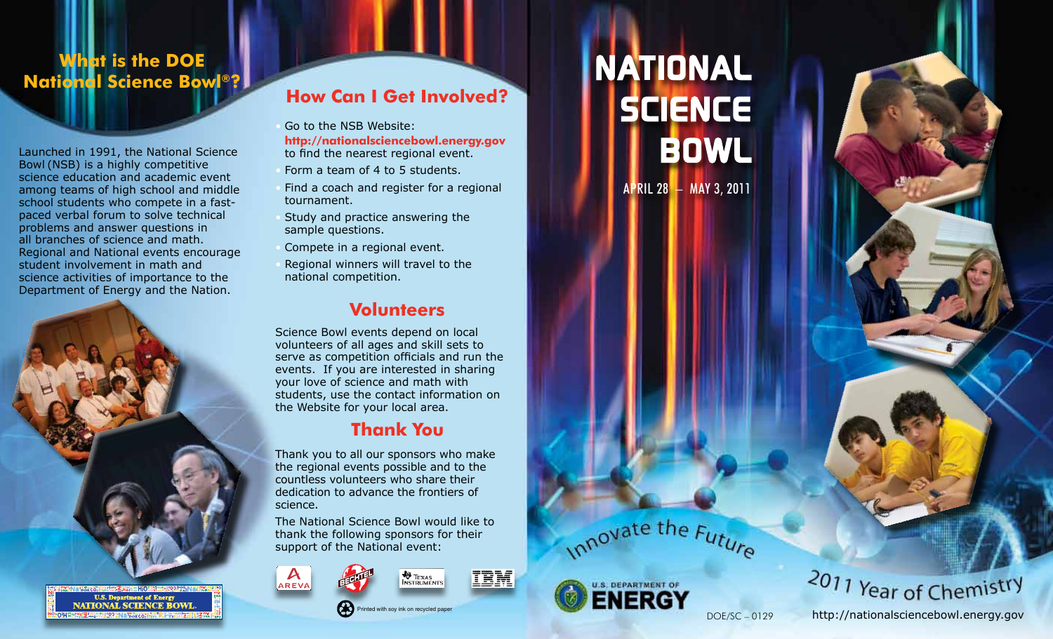## What is the DOE National Science Bowl®?

Launched in 1991, the National Science Bowl (NSB) is a highly competitive science education and academic event among teams of high school and middle school students who compete in a fast-paced verbal forum to solve technical problems and answer questions in all branches of science and math. Regional and National events encourage student involvement in math and science activities of importance to the Department of Energy and the Nation.

U.S. Department of Energy
NATIONAL SCIENCE BOWL

## How Can I Get Involved?

- Go to the NSB Website: **http://nationalsciencebowl.energy.gov** to find the nearest regional event.
- Form a team of 4 to 5 students.
- Find a coach and register for a regional tournament.
- Study and practice answering the sample questions.
- Compete in a regional event.
- Regional winners will travel to the national competition.

## Volunteers

Science Bowl events depend on local volunteers of all ages and skill sets to serve as competition officials and run the events. If you are interested in sharing your love of science and math with students, use the contact information on the Website for your local area.

## Thank You

Thank you to all our sponsors who make the regional events possible and to the countless volunteers who share their dedication to advance the frontiers of science.

The National Science Bowl would like to thank the following sponsors for their support of the National event:

AREVA, BECHTEL, Texas Instruments, IBM

Printed with soy ink on recycled paper

# NATIONAL SCIENCE BOWL

APRIL 28 – MAY 3, 2011

Innovate the Future

U.S. DEPARTMENT OF ENERGY

DOE/SC – 0129

2011 Year of Chemistry

http://nationalsciencebowl.energy.gov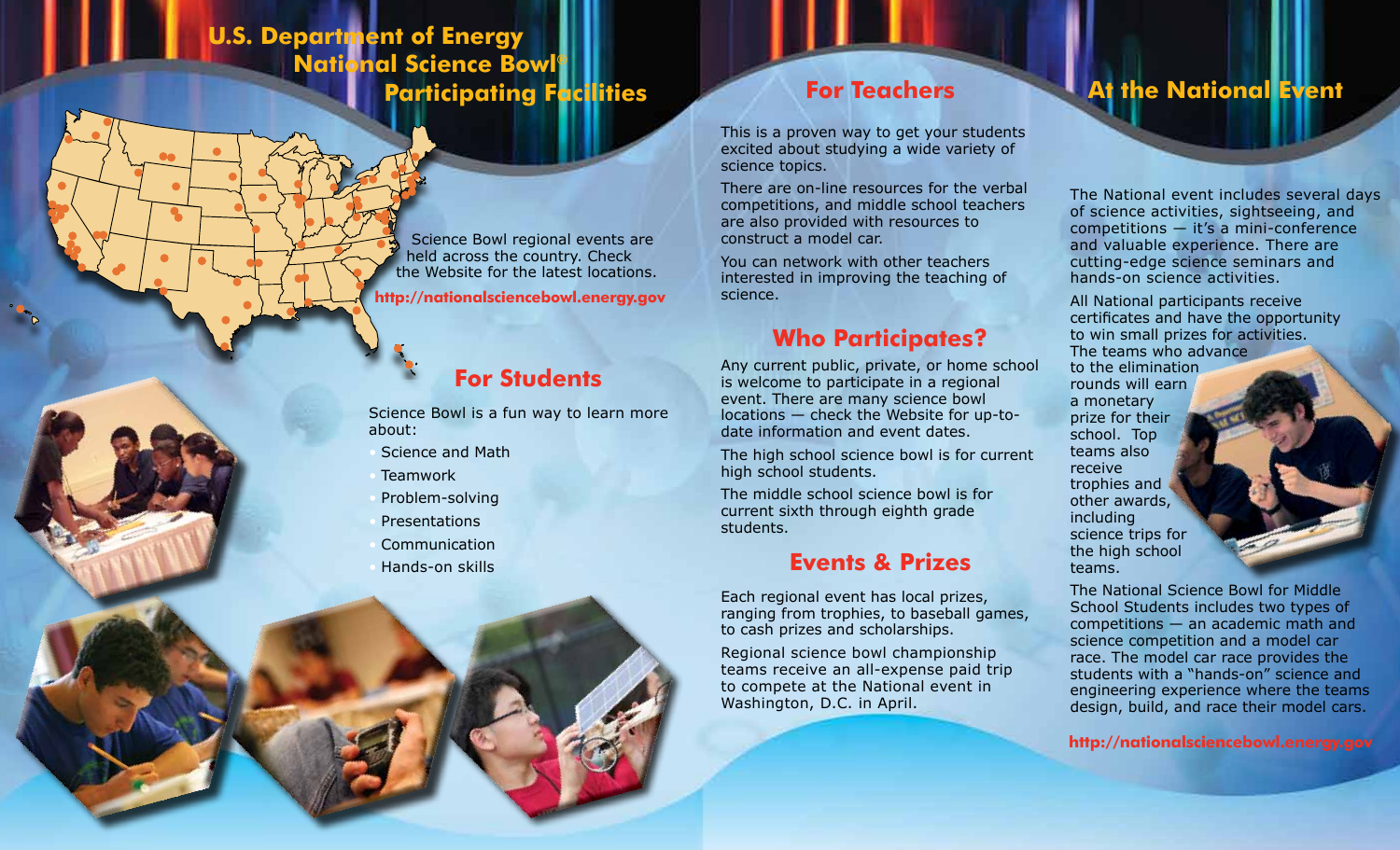# U.S. Department of Energy National Science Bowl® Participating Facilities

Science Bowl regional events are held across the country. Check the Website for the latest locations.

http://nationalsciencebowl.energy.gov

## For Students

Science Bowl is a fun way to learn more about:

- Science and Math
- Teamwork
- Problem-solving
- Presentations
- Communication
- Hands-on skills

## For Teachers

This is a proven way to get your students excited about studying a wide variety of science topics.

There are on-line resources for the verbal competitions, and middle school teachers are also provided with resources to construct a model car.

You can network with other teachers interested in improving the teaching of science.

## Who Participates?

Any current public, private, or home school is welcome to participate in a regional event. There are many science bowl locations — check the Website for up-to-date information and event dates.

The high school science bowl is for current high school students.

The middle school science bowl is for current sixth through eighth grade students.

## Events & Prizes

Each regional event has local prizes, ranging from trophies, to baseball games, to cash prizes and scholarships.

Regional science bowl championship teams receive an all-expense paid trip to compete at the National event in Washington, D.C. in April.

## At the National Event

The National event includes several days of science activities, sightseeing, and competitions — it's a mini-conference and valuable experience. There are cutting-edge science seminars and hands-on science activities.

All National participants receive certificates and have the opportunity to win small prizes for activities. The teams who advance to the elimination rounds will earn a monetary prize for their school. Top teams also receive trophies and other awards, including science trips for the high school teams.

The National Science Bowl for Middle School Students includes two types of competitions — an academic math and science competition and a model car race. The model car race provides the students with a "hands-on" science and engineering experience where the teams design, build, and race their model cars.

http://nationalsciencebowl.energy.gov